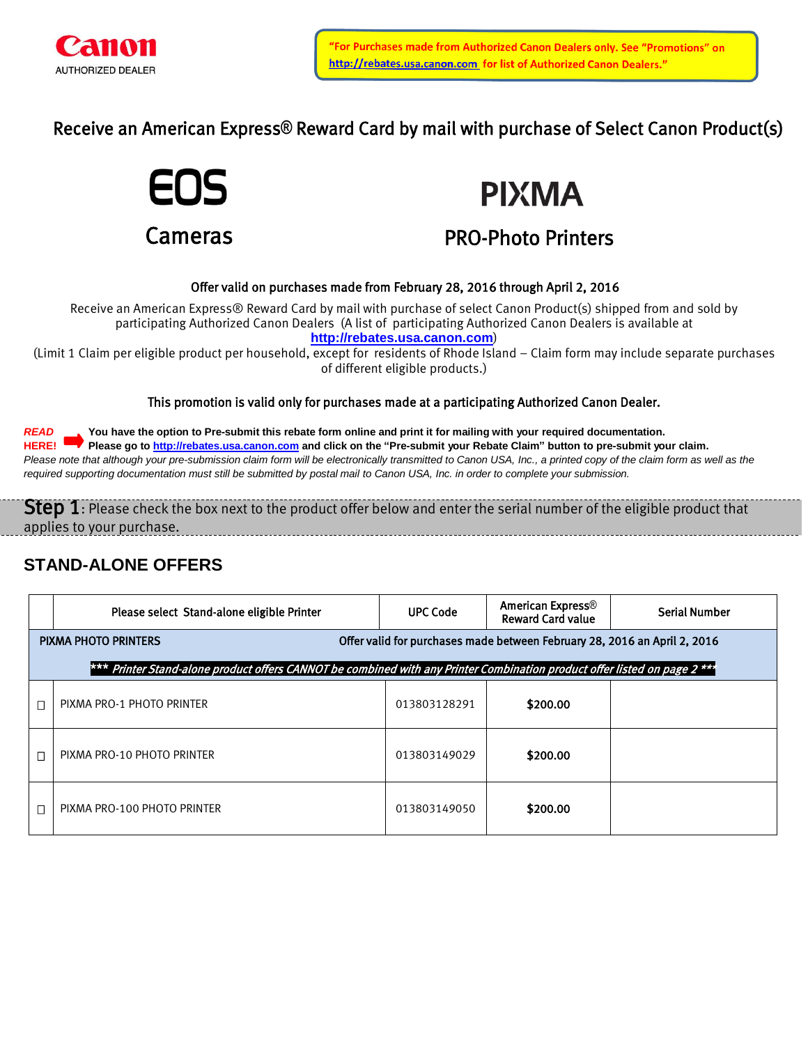Canon
AUTHORIZED DEALER

"For Purchases made from Authorized Canon Dealers only. See "Promotions" on http://rebates.usa.canon.com for list of Authorized Canon Dealers."

## Receive an American Express® Reward Card by mail with purchase of Select Canon Product(s)

**EOS**
Cameras

**PIXMA**
PRO-Photo Printers

**Offer valid on purchases made from February 28, 2016 through April 2, 2016**

Receive an American Express® Reward Card by mail with purchase of select Canon Product(s) shipped from and sold by participating Authorized Canon Dealers (A list of participating Authorized Canon Dealers is available at **http://rebates.usa.canon.com**)
(Limit 1 Claim per eligible product per household, except for residents of Rhode Island – Claim form may include separate purchases of different eligible products.)

**This promotion is valid only for purchases made at a participating Authorized Canon Dealer.**

***READ HERE!*** **You have the option to Pre-submit this rebate form online and print it for mailing with your required documentation. Please go to http://rebates.usa.canon.com and click on the "Pre-submit your Rebate Claim" button to pre-submit your claim.**
*Please note that although your pre-submission claim form will be electronically transmitted to Canon USA, Inc., a printed copy of the claim form as well as the required supporting documentation must still be submitted by postal mail to Canon USA, Inc. in order to complete your submission.*

**Step 1**: Please check the box next to the product offer below and enter the serial number of the eligible product that applies to your purchase.

## STAND-ALONE OFFERS

| | Please select Stand-alone eligible Printer | UPC Code | American Express® Reward Card value | Serial Number |
|---|---|---|---|---|
| | PIXMA PHOTO PRINTERS | Offer valid for purchases made between February 28, 2016 an April 2, 2016 | | |
| | *\*\*\* Printer Stand-alone product offers CANNOT be combined with any Printer Combination product offer listed on page 2 \*\*\** | | | |
| ☐ | PIXMA PRO-1 PHOTO PRINTER | 013803128291 | **$200.00** | |
| ☐ | PIXMA PRO-10 PHOTO PRINTER | 013803149029 | **$200.00** | |
| ☐ | PIXMA PRO-100 PHOTO PRINTER | 013803149050 | **$200.00** | |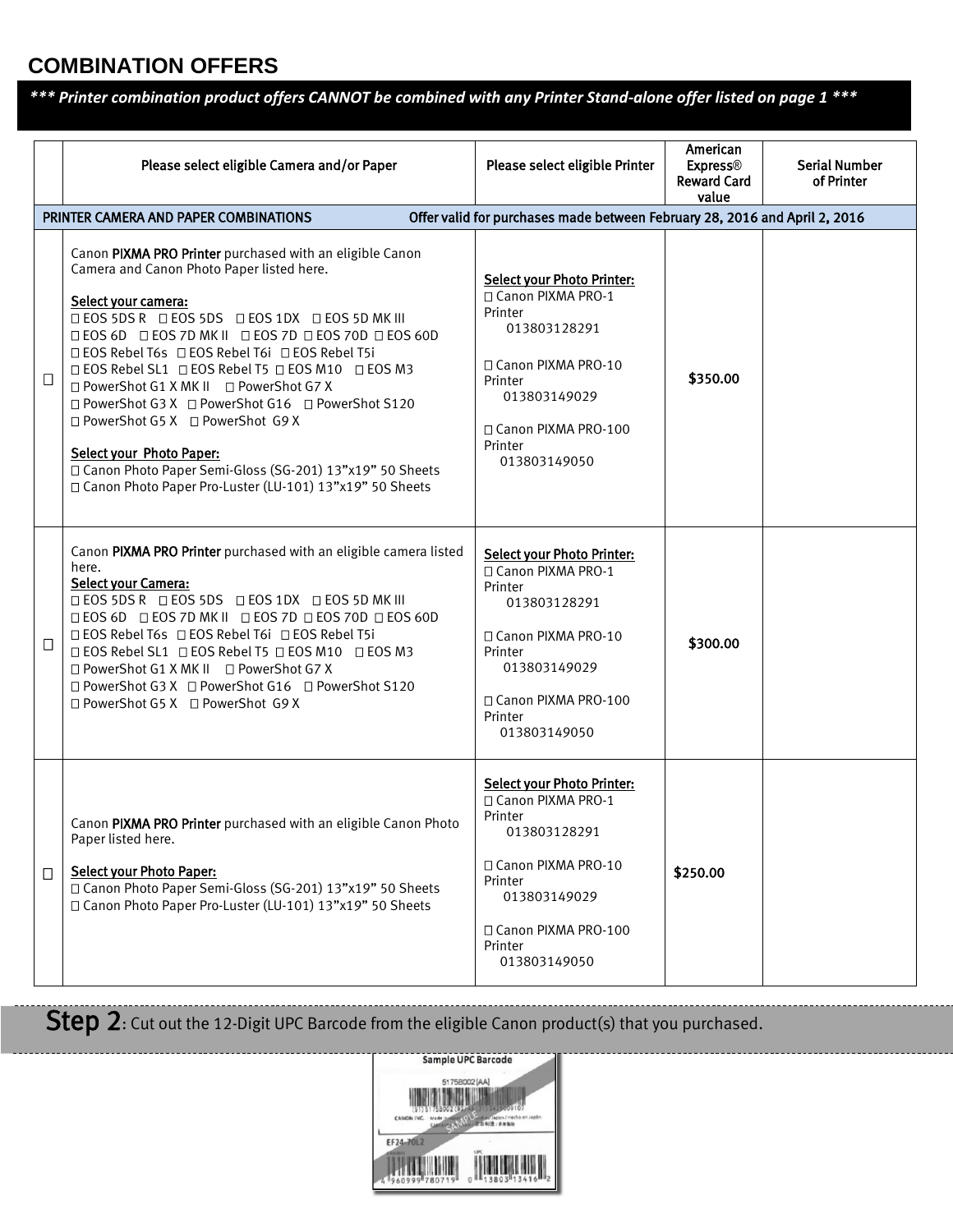## COMBINATION OFFERS

***\*\*\* Printer combination product offers CANNOT be combined with any Printer Stand-alone offer listed on page 1 \*\*\****

| | Please select eligible Camera and/or Paper | Please select eligible Printer | American Express® Reward Card value | Serial Number of Printer |
|---|---|---|---|---|
| PRINTER CAMERA AND PAPER COMBINATIONS | | Offer valid for purchases made between February 28, 2016 and April 2, 2016 | | |
| ☐ | Canon **PIXMA PRO Printer** purchased with an eligible Canon Camera and Canon Photo Paper listed here.<br><br><u>Select your camera:</u><br>☐ EOS 5DS R ☐ EOS 5DS ☐ EOS 1DX ☐ EOS 5D MK III<br>☐ EOS 6D ☐ EOS 7D MK II ☐ EOS 7D ☐ EOS 70D ☐ EOS 60D<br>☐ EOS Rebel T6s ☐ EOS Rebel T6i ☐ EOS Rebel T5i<br>☐ EOS Rebel SL1 ☐ EOS Rebel T5 ☐ EOS M10 ☐ EOS M3<br>☐ PowerShot G1 X MK II ☐ PowerShot G7 X<br>☐ PowerShot G3 X ☐ PowerShot G16 ☐ PowerShot S120<br>☐ PowerShot G5 X ☐ PowerShot G9 X<br><br><u>Select your Photo Paper:</u><br>☐ Canon Photo Paper Semi-Gloss (SG-201) 13"x19" 50 Sheets<br>☐ Canon Photo Paper Pro-Luster (LU-101) 13"x19" 50 Sheets | <u>Select your Photo Printer:</u><br>☐ Canon PIXMA PRO-1 Printer<br>013803128291<br><br>☐ Canon PIXMA PRO-10 Printer<br>013803149029<br><br>☐ Canon PIXMA PRO-100 Printer<br>013803149050 | $350.00 | |
| ☐ | Canon **PIXMA PRO Printer** purchased with an eligible camera listed here.<br><u>Select your Camera:</u><br>☐ EOS 5DS R ☐ EOS 5DS ☐ EOS 1DX ☐ EOS 5D MK III<br>☐ EOS 6D ☐ EOS 7D MK II ☐ EOS 7D ☐ EOS 70D ☐ EOS 60D<br>☐ EOS Rebel T6s ☐ EOS Rebel T6i ☐ EOS Rebel T5i<br>☐ EOS Rebel SL1 ☐ EOS Rebel T5 ☐ EOS M10 ☐ EOS M3<br>☐ PowerShot G1 X MK II ☐ PowerShot G7 X<br>☐ PowerShot G3 X ☐ PowerShot G16 ☐ PowerShot S120<br>☐ PowerShot G5 X ☐ PowerShot G9 X | <u>Select your Photo Printer:</u><br>☐ Canon PIXMA PRO-1 Printer<br>013803128291<br><br>☐ Canon PIXMA PRO-10 Printer<br>013803149029<br><br>☐ Canon PIXMA PRO-100 Printer<br>013803149050 | $300.00 | |
| ☐ | Canon **PIXMA PRO Printer** purchased with an eligible Canon Photo Paper listed here.<br><br><u>Select your Photo Paper:</u><br>☐ Canon Photo Paper Semi-Gloss (SG-201) 13"x19" 50 Sheets<br>☐ Canon Photo Paper Pro-Luster (LU-101) 13"x19" 50 Sheets | <u>Select your Photo Printer:</u><br>☐ Canon PIXMA PRO-1 Printer<br>013803128291<br><br>☐ Canon PIXMA PRO-10 Printer<br>013803149029<br><br>☐ Canon PIXMA PRO-100 Printer<br>013803149050 | $250.00 | |

**Step 2**: Cut out the 12-Digit UPC Barcode from the eligible Canon product(s) that you purchased.

Sample UPC Barcode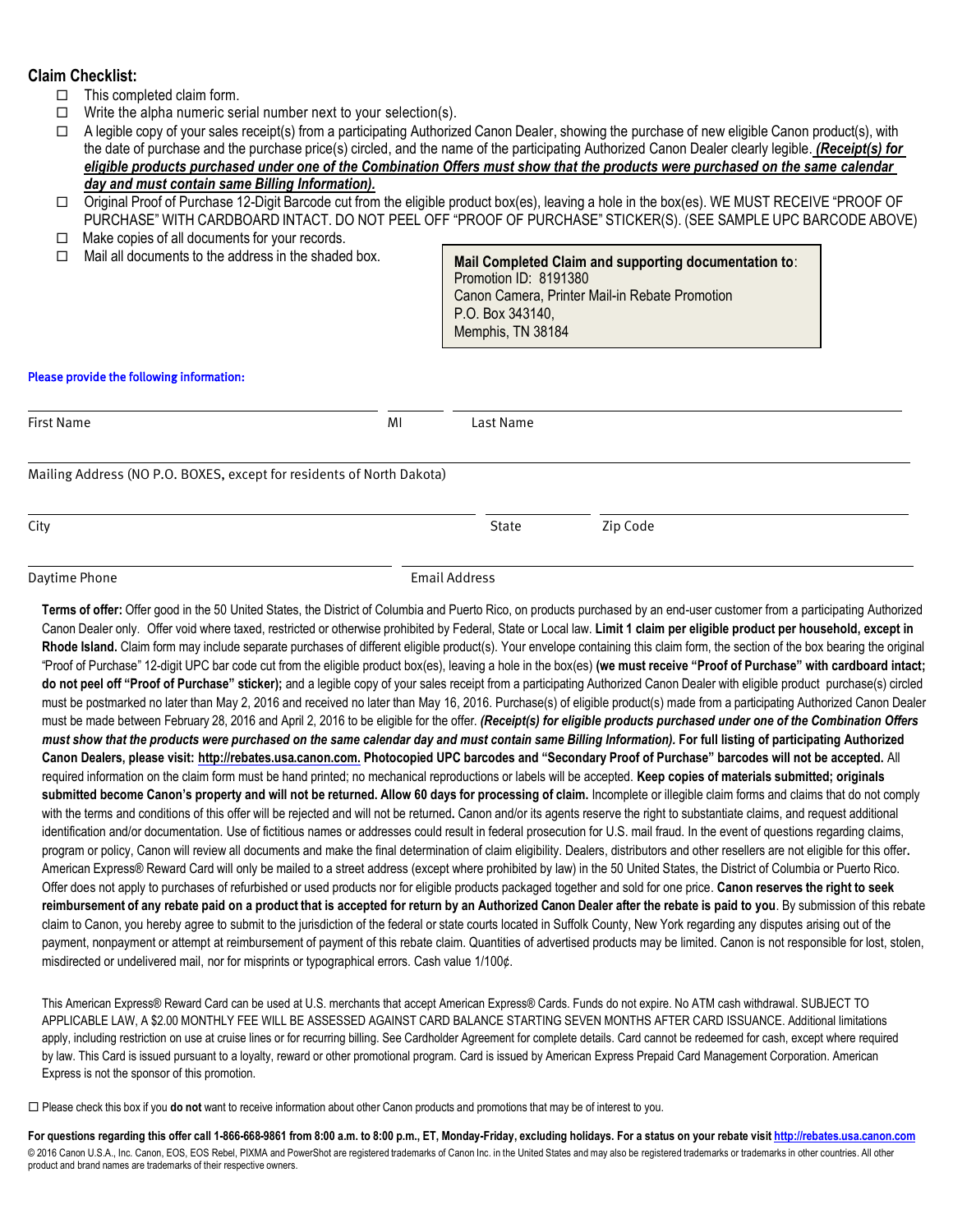## Claim Checklist:

- ☐ This completed claim form.
- ☐ Write the alpha numeric serial number next to your selection(s).
- ☐ A legible copy of your sales receipt(s) from a participating Authorized Canon Dealer, showing the purchase of new eligible Canon product(s), with the date of purchase and the purchase price(s) circled, and the name of the participating Authorized Canon Dealer clearly legible. ***(Receipt(s) for eligible products purchased under one of the Combination Offers must show that the products were purchased on the same calendar day and must contain same Billing Information).***
- ☐ Original Proof of Purchase 12-Digit Barcode cut from the eligible product box(es), leaving a hole in the box(es). WE MUST RECEIVE "PROOF OF PURCHASE" WITH CARDBOARD INTACT. DO NOT PEEL OFF "PROOF OF PURCHASE" STICKER(S). (SEE SAMPLE UPC BARCODE ABOVE)
- ☐ Make copies of all documents for your records.
- ☐ Mail all documents to the address in the shaded box.

**Mail Completed Claim and supporting documentation to**:
Promotion ID: 8191380
Canon Camera, Printer Mail-in Rebate Promotion
P.O. Box 343140,
Memphis, TN 38184

**Please provide the following information:**

First Name ______________________ MI ______ Last Name ______________________

Mailing Address (NO P.O. BOXES, except for residents of North Dakota) ______________________

City ______________________ State ______ Zip Code ______________________

Daytime Phone ______________________ Email Address ______________________

**Terms of offer:** Offer good in the 50 United States, the District of Columbia and Puerto Rico, on products purchased by an end-user customer from a participating Authorized Canon Dealer only. Offer void where taxed, restricted or otherwise prohibited by Federal, State or Local law. **Limit 1 claim per eligible product per household, except in Rhode Island.** Claim form may include separate purchases of different eligible product(s). Your envelope containing this claim form, the section of the box bearing the original "Proof of Purchase" 12-digit UPC bar code cut from the eligible product box(es), leaving a hole in the box(es) **(we must receive "Proof of Purchase" with cardboard intact; do not peel off "Proof of Purchase" sticker);** and a legible copy of your sales receipt from a participating Authorized Canon Dealer with eligible product purchase(s) circled must be postmarked no later than May 2, 2016 and received no later than May 16, 2016. Purchase(s) of eligible product(s) made from a participating Authorized Canon Dealer must be made between February 28, 2016 and April 2, 2016 to be eligible for the offer. ***(Receipt(s) for eligible products purchased under one of the Combination Offers must show that the products were purchased on the same calendar day and must contain same Billing Information).*** **For full listing of participating Authorized Canon Dealers, please visit: http://rebates.usa.canon.com. Photocopied UPC barcodes and "Secondary Proof of Purchase" barcodes will not be accepted.** All required information on the claim form must be hand printed; no mechanical reproductions or labels will be accepted. **Keep copies of materials submitted; originals submitted become Canon's property and will not be returned. Allow 60 days for processing of claim.** Incomplete or illegible claim forms and claims that do not comply with the terms and conditions of this offer will be rejected and will not be returned**.** Canon and/or its agents reserve the right to substantiate claims, and request additional identification and/or documentation. Use of fictitious names or addresses could result in federal prosecution for U.S. mail fraud. In the event of questions regarding claims, program or policy, Canon will review all documents and make the final determination of claim eligibility. Dealers, distributors and other resellers are not eligible for this offer**.** American Express® Reward Card will only be mailed to a street address (except where prohibited by law) in the 50 United States, the District of Columbia or Puerto Rico. Offer does not apply to purchases of refurbished or used products nor for eligible products packaged together and sold for one price. **Canon reserves the right to seek reimbursement of any rebate paid on a product that is accepted for return by an Authorized Canon Dealer after the rebate is paid to you**. By submission of this rebate claim to Canon, you hereby agree to submit to the jurisdiction of the federal or state courts located in Suffolk County, New York regarding any disputes arising out of the payment, nonpayment or attempt at reimbursement of payment of this rebate claim. Quantities of advertised products may be limited. Canon is not responsible for lost, stolen, misdirected or undelivered mail, nor for misprints or typographical errors. Cash value 1/100¢.

This American Express® Reward Card can be used at U.S. merchants that accept American Express® Cards. Funds do not expire. No ATM cash withdrawal. SUBJECT TO APPLICABLE LAW, A $2.00 MONTHLY FEE WILL BE ASSESSED AGAINST CARD BALANCE STARTING SEVEN MONTHS AFTER CARD ISSUANCE. Additional limitations apply, including restriction on use at cruise lines or for recurring billing. See Cardholder Agreement for complete details. Card cannot be redeemed for cash, except where required by law. This Card is issued pursuant to a loyalty, reward or other promotional program. Card is issued by American Express Prepaid Card Management Corporation. American Express is not the sponsor of this promotion.

☐ Please check this box if you **do not** want to receive information about other Canon products and promotions that may be of interest to you.

**For questions regarding this offer call 1-866-668-9861 from 8:00 a.m. to 8:00 p.m., ET, Monday-Friday, excluding holidays. For a status on your rebate visit http://rebates.usa.canon.com**

© 2016 Canon U.S.A., Inc. Canon, EOS, EOS Rebel, PIXMA and PowerShot are registered trademarks of Canon Inc. in the United States and may also be registered trademarks or trademarks in other countries. All other product and brand names are trademarks of their respective owners.